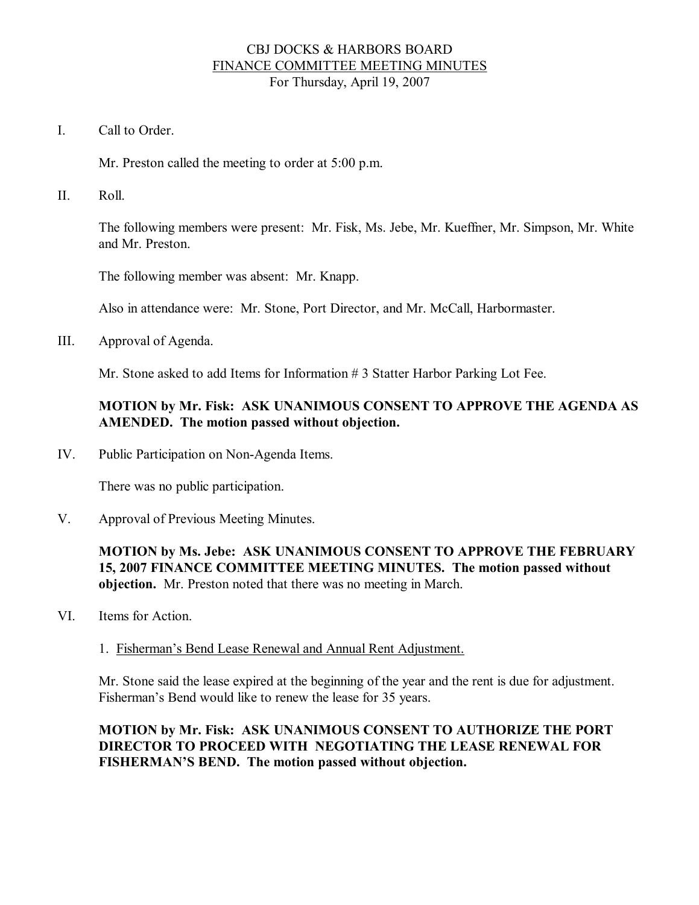# CBJ DOCKS & HARBORS BOARD
## FINANCE COMMITTEE MEETING MINUTES
For Thursday, April 19, 2007

I. Call to Order.

Mr. Preston called the meeting to order at 5:00 p.m.

II. Roll.

The following members were present: Mr. Fisk, Ms. Jebe, Mr. Kueffner, Mr. Simpson, Mr. White and Mr. Preston.

The following member was absent: Mr. Knapp.

Also in attendance were: Mr. Stone, Port Director, and Mr. McCall, Harbormaster.

III. Approval of Agenda.

Mr. Stone asked to add Items for Information # 3 Statter Harbor Parking Lot Fee.

**MOTION by Mr. Fisk: ASK UNANIMOUS CONSENT TO APPROVE THE AGENDA AS AMENDED. The motion passed without objection.**

IV. Public Participation on Non-Agenda Items.

There was no public participation.

V. Approval of Previous Meeting Minutes.

**MOTION by Ms. Jebe: ASK UNANIMOUS CONSENT TO APPROVE THE FEBRUARY 15, 2007 FINANCE COMMITTEE MEETING MINUTES. The motion passed without objection.** Mr. Preston noted that there was no meeting in March.

VI. Items for Action.

1. Fisherman's Bend Lease Renewal and Annual Rent Adjustment.

Mr. Stone said the lease expired at the beginning of the year and the rent is due for adjustment. Fisherman's Bend would like to renew the lease for 35 years.

**MOTION by Mr. Fisk: ASK UNANIMOUS CONSENT TO AUTHORIZE THE PORT DIRECTOR TO PROCEED WITH NEGOTIATING THE LEASE RENEWAL FOR FISHERMAN'S BEND. The motion passed without objection.**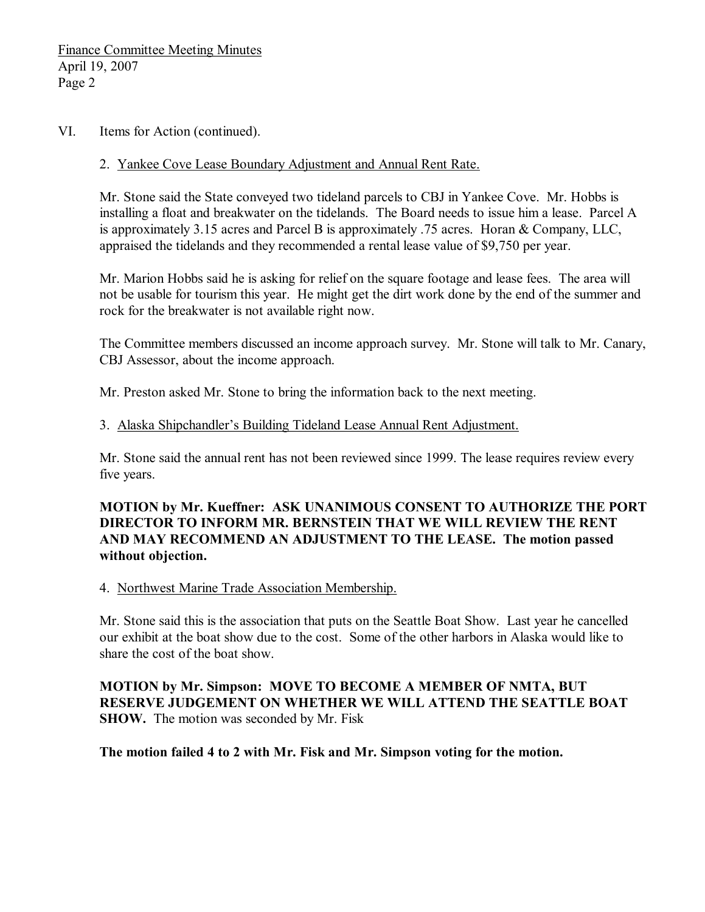VI. Items for Action (continued).

2. Yankee Cove Lease Boundary Adjustment and Annual Rent Rate.

Mr. Stone said the State conveyed two tideland parcels to CBJ in Yankee Cove. Mr. Hobbs is installing a float and breakwater on the tidelands. The Board needs to issue him a lease. Parcel A is approximately 3.15 acres and Parcel B is approximately .75 acres. Horan & Company, LLC, appraised the tidelands and they recommended a rental lease value of $9,750 per year.

Mr. Marion Hobbs said he is asking for relief on the square footage and lease fees. The area will not be usable for tourism this year. He might get the dirt work done by the end of the summer and rock for the breakwater is not available right now.

The Committee members discussed an income approach survey. Mr. Stone will talk to Mr. Canary, CBJ Assessor, about the income approach.

Mr. Preston asked Mr. Stone to bring the information back to the next meeting.

3. Alaska Shipchandler's Building Tideland Lease Annual Rent Adjustment.

Mr. Stone said the annual rent has not been reviewed since 1999. The lease requires review every five years.

**MOTION by Mr. Kueffner: ASK UNANIMOUS CONSENT TO AUTHORIZE THE PORT DIRECTOR TO INFORM MR. BERNSTEIN THAT WE WILL REVIEW THE RENT AND MAY RECOMMEND AN ADJUSTMENT TO THE LEASE. The motion passed without objection.**

4. Northwest Marine Trade Association Membership.

Mr. Stone said this is the association that puts on the Seattle Boat Show. Last year he cancelled our exhibit at the boat show due to the cost. Some of the other harbors in Alaska would like to share the cost of the boat show.

**MOTION by Mr. Simpson: MOVE TO BECOME A MEMBER OF NMTA, BUT RESERVE JUDGEMENT ON WHETHER WE WILL ATTEND THE SEATTLE BOAT SHOW.** The motion was seconded by Mr. Fisk

**The motion failed 4 to 2 with Mr. Fisk and Mr. Simpson voting for the motion.**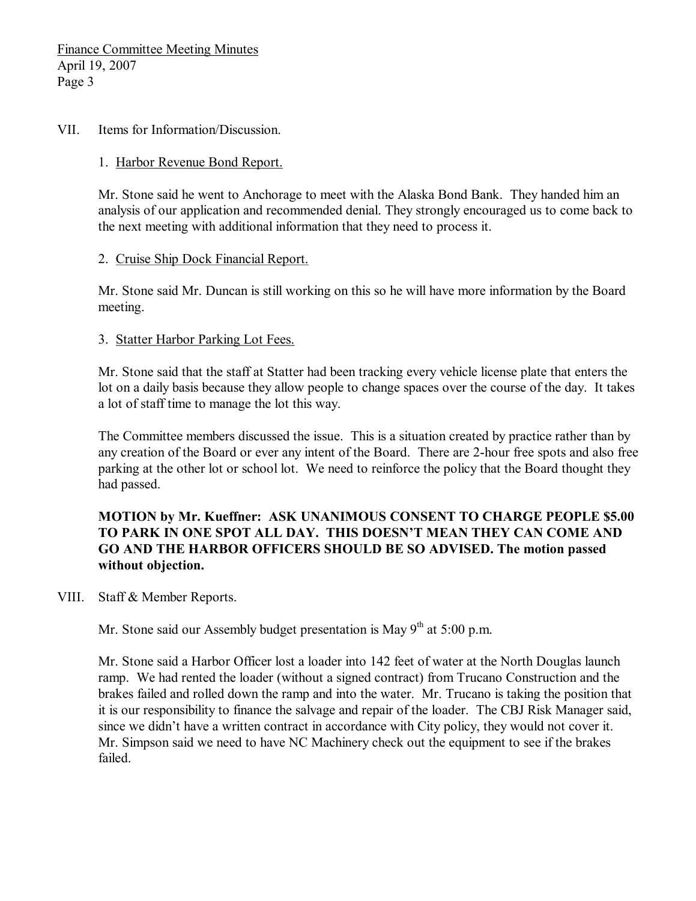VII. Items for Information/Discussion.

1. Harbor Revenue Bond Report.

Mr. Stone said he went to Anchorage to meet with the Alaska Bond Bank. They handed him an analysis of our application and recommended denial. They strongly encouraged us to come back to the next meeting with additional information that they need to process it.

2. Cruise Ship Dock Financial Report.

Mr. Stone said Mr. Duncan is still working on this so he will have more information by the Board meeting.

3. Statter Harbor Parking Lot Fees.

Mr. Stone said that the staff at Statter had been tracking every vehicle license plate that enters the lot on a daily basis because they allow people to change spaces over the course of the day. It takes a lot of staff time to manage the lot this way.

The Committee members discussed the issue. This is a situation created by practice rather than by any creation of the Board or ever any intent of the Board. There are 2-hour free spots and also free parking at the other lot or school lot. We need to reinforce the policy that the Board thought they had passed.

**MOTION by Mr. Kueffner: ASK UNANIMOUS CONSENT TO CHARGE PEOPLE $5.00 TO PARK IN ONE SPOT ALL DAY. THIS DOESN'T MEAN THEY CAN COME AND GO AND THE HARBOR OFFICERS SHOULD BE SO ADVISED. The motion passed without objection.**

VIII. Staff & Member Reports.

Mr. Stone said our Assembly budget presentation is May 9th at 5:00 p.m.

Mr. Stone said a Harbor Officer lost a loader into 142 feet of water at the North Douglas launch ramp. We had rented the loader (without a signed contract) from Trucano Construction and the brakes failed and rolled down the ramp and into the water. Mr. Trucano is taking the position that it is our responsibility to finance the salvage and repair of the loader. The CBJ Risk Manager said, since we didn't have a written contract in accordance with City policy, they would not cover it. Mr. Simpson said we need to have NC Machinery check out the equipment to see if the brakes failed.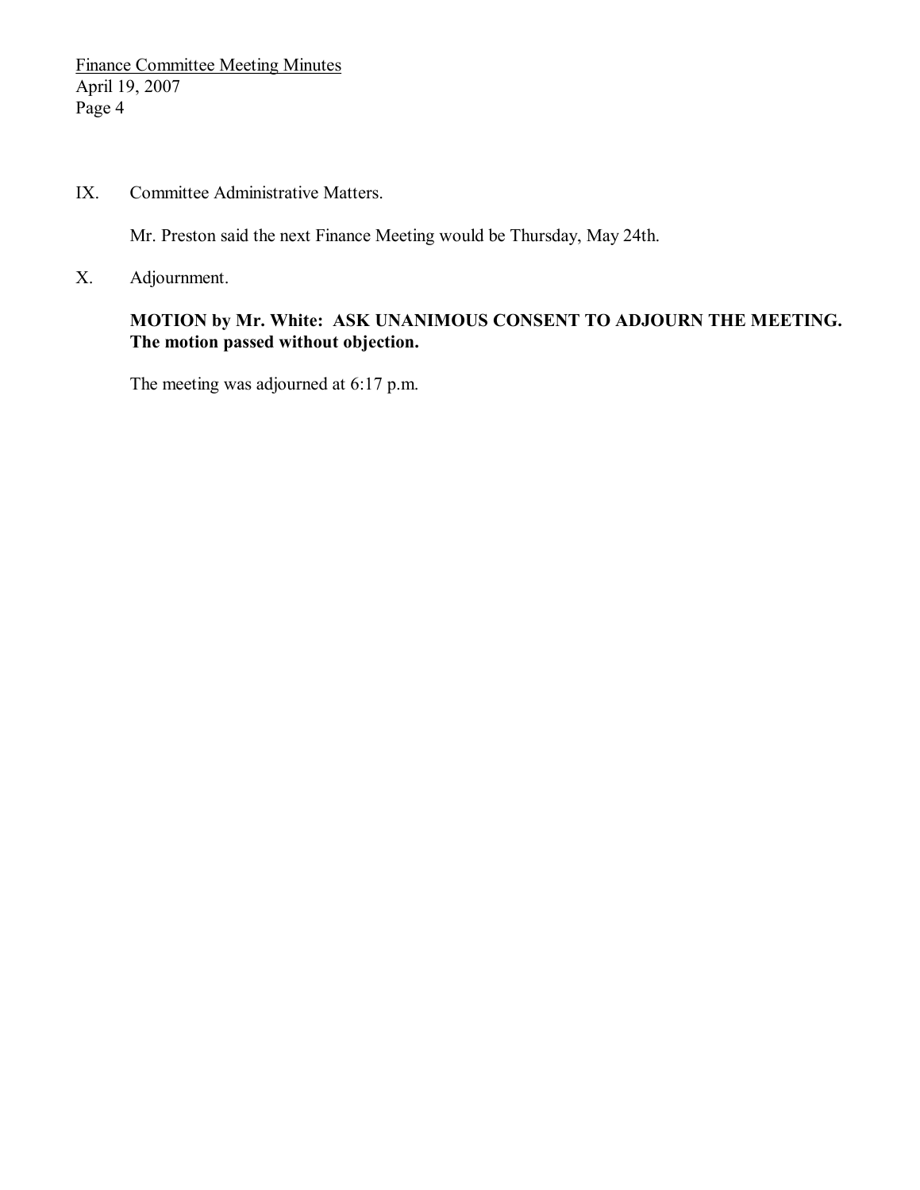IX. Committee Administrative Matters.

Mr. Preston said the next Finance Meeting would be Thursday, May 24th.

X. Adjournment.

**MOTION by Mr. White: ASK UNANIMOUS CONSENT TO ADJOURN THE MEETING. The motion passed without objection.**

The meeting was adjourned at 6:17 p.m.